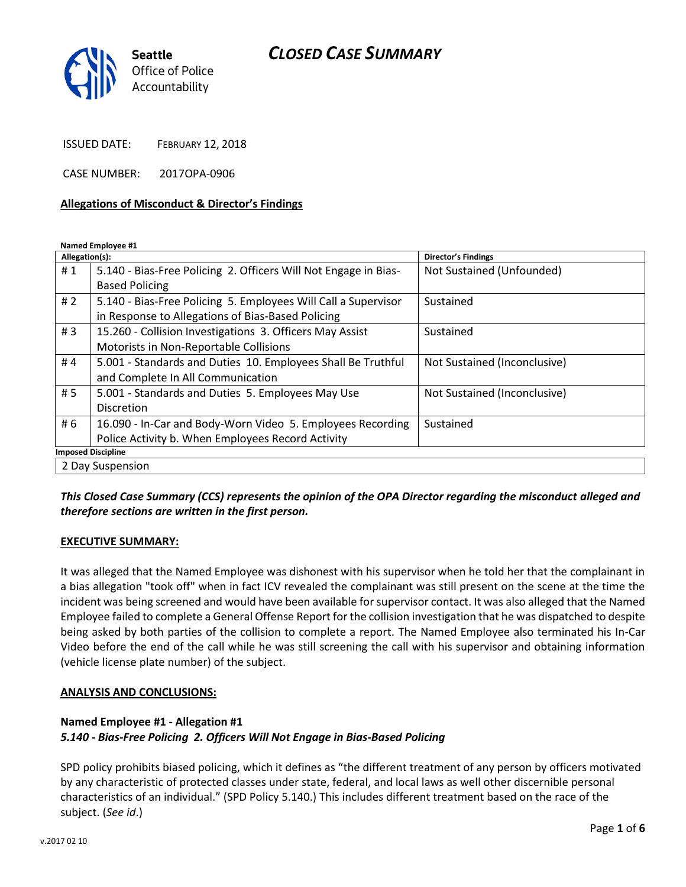Seattle Office of Police Accountability

# CLOSED CASE SUMMARY

ISSUED DATE: FEBRUARY 12, 2018

CASE NUMBER: 2017OPA-0906

## Allegations of Misconduct & Director's Findings

**Named Employee #1**

| Allegation(s): | | Director's Findings |
|---|---|---|
| # 1 | 5.140 - Bias-Free Policing 2. Officers Will Not Engage in Bias-Based Policing | Not Sustained (Unfounded) |
| # 2 | 5.140 - Bias-Free Policing 5. Employees Will Call a Supervisor in Response to Allegations of Bias-Based Policing | Sustained |
| # 3 | 15.260 - Collision Investigations 3. Officers May Assist Motorists in Non-Reportable Collisions | Sustained |
| # 4 | 5.001 - Standards and Duties 10. Employees Shall Be Truthful and Complete In All Communication | Not Sustained (Inconclusive) |
| # 5 | 5.001 - Standards and Duties 5. Employees May Use Discretion | Not Sustained (Inconclusive) |
| # 6 | 16.090 - In-Car and Body-Worn Video 5. Employees Recording Police Activity b. When Employees Record Activity | Sustained |

**Imposed Discipline**

2 Day Suspension

***This Closed Case Summary (CCS) represents the opinion of the OPA Director regarding the misconduct alleged and therefore sections are written in the first person.***

**EXECUTIVE SUMMARY:**

It was alleged that the Named Employee was dishonest with his supervisor when he told her that the complainant in a bias allegation "took off" when in fact ICV revealed the complainant was still present on the scene at the time the incident was being screened and would have been available for supervisor contact. It was also alleged that the Named Employee failed to complete a General Offense Report for the collision investigation that he was dispatched to despite being asked by both parties of the collision to complete a report. The Named Employee also terminated his In-Car Video before the end of the call while he was still screening the call with his supervisor and obtaining information (vehicle license plate number) of the subject.

**ANALYSIS AND CONCLUSIONS:**

**Named Employee #1 - Allegation #1**
***5.140 - Bias-Free Policing 2. Officers Will Not Engage in Bias-Based Policing***

SPD policy prohibits biased policing, which it defines as "the different treatment of any person by officers motivated by any characteristic of protected classes under state, federal, and local laws as well other discernible personal characteristics of an individual." (SPD Policy 5.140.) This includes different treatment based on the race of the subject. (*See id*.)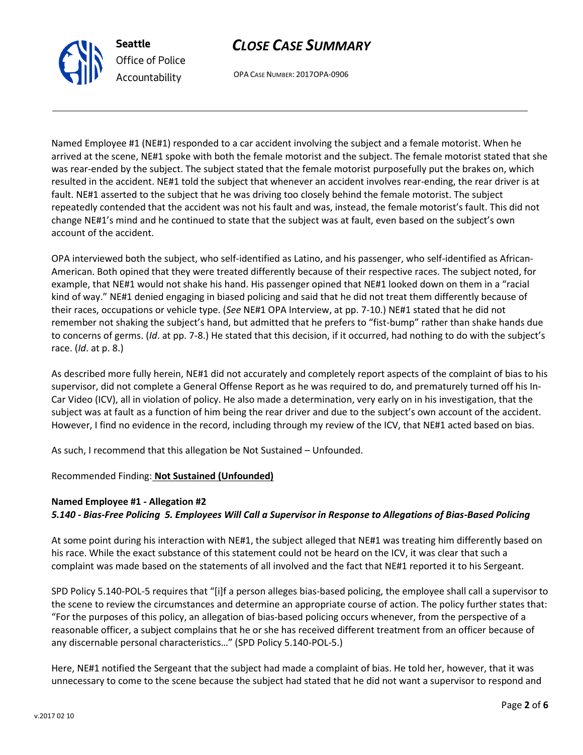Named Employee #1 (NE#1) responded to a car accident involving the subject and a female motorist. When he arrived at the scene, NE#1 spoke with both the female motorist and the subject. The female motorist stated that she was rear-ended by the subject. The subject stated that the female motorist purposefully put the brakes on, which resulted in the accident. NE#1 told the subject that whenever an accident involves rear-ending, the rear driver is at fault. NE#1 asserted to the subject that he was driving too closely behind the female motorist. The subject repeatedly contended that the accident was not his fault and was, instead, the female motorist's fault. This did not change NE#1's mind and he continued to state that the subject was at fault, even based on the subject's own account of the accident.

OPA interviewed both the subject, who self-identified as Latino, and his passenger, who self-identified as African-American. Both opined that they were treated differently because of their respective races. The subject noted, for example, that NE#1 would not shake his hand. His passenger opined that NE#1 looked down on them in a "racial kind of way." NE#1 denied engaging in biased policing and said that he did not treat them differently because of their races, occupations or vehicle type. (*See* NE#1 OPA Interview, at pp. 7-10.) NE#1 stated that he did not remember not shaking the subject's hand, but admitted that he prefers to "fist-bump" rather than shake hands due to concerns of germs. (*Id*. at pp. 7-8.) He stated that this decision, if it occurred, had nothing to do with the subject's race. (*Id*. at p. 8.)

As described more fully herein, NE#1 did not accurately and completely report aspects of the complaint of bias to his supervisor, did not complete a General Offense Report as he was required to do, and prematurely turned off his In-Car Video (ICV), all in violation of policy. He also made a determination, very early on in his investigation, that the subject was at fault as a function of him being the rear driver and due to the subject's own account of the accident. However, I find no evidence in the record, including through my review of the ICV, that NE#1 acted based on bias.

As such, I recommend that this allegation be Not Sustained – Unfounded.

Recommended Finding: **Not Sustained (Unfounded)**

**Named Employee #1 - Allegation #2**
***5.140 - Bias-Free Policing 5. Employees Will Call a Supervisor in Response to Allegations of Bias-Based Policing***

At some point during his interaction with NE#1, the subject alleged that NE#1 was treating him differently based on his race. While the exact substance of this statement could not be heard on the ICV, it was clear that such a complaint was made based on the statements of all involved and the fact that NE#1 reported it to his Sergeant.

SPD Policy 5.140-POL-5 requires that "[i]f a person alleges bias-based policing, the employee shall call a supervisor to the scene to review the circumstances and determine an appropriate course of action. The policy further states that: "For the purposes of this policy, an allegation of bias-based policing occurs whenever, from the perspective of a reasonable officer, a subject complains that he or she has received different treatment from an officer because of any discernable personal characteristics…" (SPD Policy 5.140-POL-5.)

Here, NE#1 notified the Sergeant that the subject had made a complaint of bias. He told her, however, that it was unnecessary to come to the scene because the subject had stated that he did not want a supervisor to respond and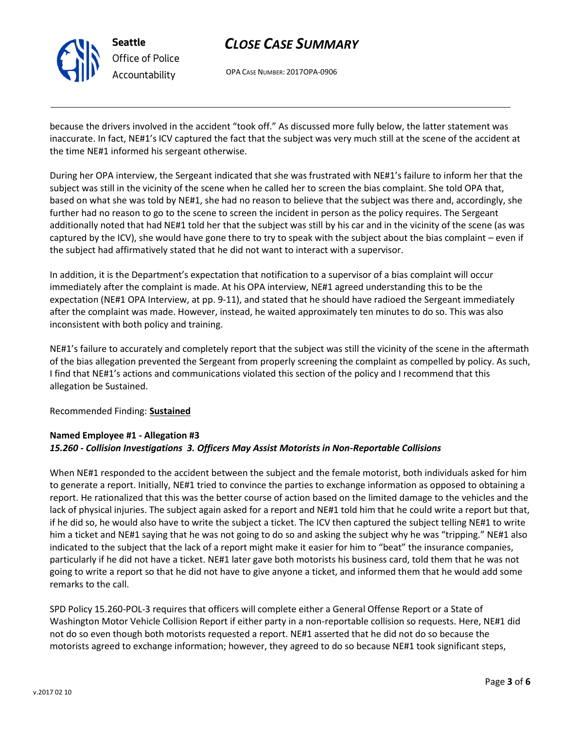because the drivers involved in the accident "took off." As discussed more fully below, the latter statement was inaccurate. In fact, NE#1's ICV captured the fact that the subject was very much still at the scene of the accident at the time NE#1 informed his sergeant otherwise.

During her OPA interview, the Sergeant indicated that she was frustrated with NE#1's failure to inform her that the subject was still in the vicinity of the scene when he called her to screen the bias complaint. She told OPA that, based on what she was told by NE#1, she had no reason to believe that the subject was there and, accordingly, she further had no reason to go to the scene to screen the incident in person as the policy requires. The Sergeant additionally noted that had NE#1 told her that the subject was still by his car and in the vicinity of the scene (as was captured by the ICV), she would have gone there to try to speak with the subject about the bias complaint – even if the subject had affirmatively stated that he did not want to interact with a supervisor.

In addition, it is the Department's expectation that notification to a supervisor of a bias complaint will occur immediately after the complaint is made. At his OPA interview, NE#1 agreed understanding this to be the expectation (NE#1 OPA Interview, at pp. 9-11), and stated that he should have radioed the Sergeant immediately after the complaint was made. However, instead, he waited approximately ten minutes to do so. This was also inconsistent with both policy and training.

NE#1's failure to accurately and completely report that the subject was still the vicinity of the scene in the aftermath of the bias allegation prevented the Sergeant from properly screening the complaint as compelled by policy. As such, I find that NE#1's actions and communications violated this section of the policy and I recommend that this allegation be Sustained.

Recommended Finding: **Sustained**

**Named Employee #1 - Allegation #3**
***15.260 - Collision Investigations 3. Officers May Assist Motorists in Non-Reportable Collisions***

When NE#1 responded to the accident between the subject and the female motorist, both individuals asked for him to generate a report. Initially, NE#1 tried to convince the parties to exchange information as opposed to obtaining a report. He rationalized that this was the better course of action based on the limited damage to the vehicles and the lack of physical injuries. The subject again asked for a report and NE#1 told him that he could write a report but that, if he did so, he would also have to write the subject a ticket. The ICV then captured the subject telling NE#1 to write him a ticket and NE#1 saying that he was not going to do so and asking the subject why he was "tripping." NE#1 also indicated to the subject that the lack of a report might make it easier for him to "beat" the insurance companies, particularly if he did not have a ticket. NE#1 later gave both motorists his business card, told them that he was not going to write a report so that he did not have to give anyone a ticket, and informed them that he would add some remarks to the call.

SPD Policy 15.260-POL-3 requires that officers will complete either a General Offense Report or a State of Washington Motor Vehicle Collision Report if either party in a non-reportable collision so requests. Here, NE#1 did not do so even though both motorists requested a report. NE#1 asserted that he did not do so because the motorists agreed to exchange information; however, they agreed to do so because NE#1 took significant steps,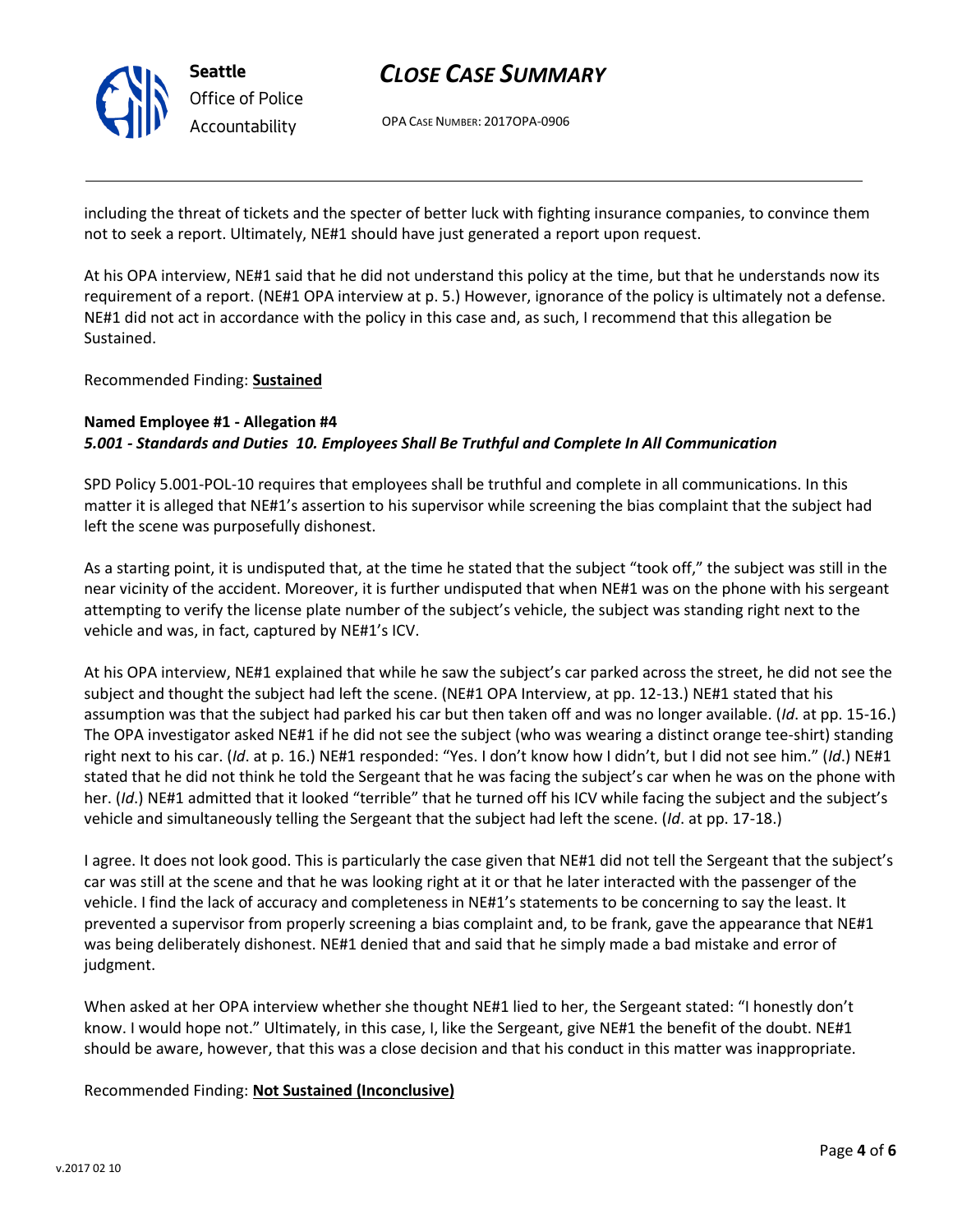including the threat of tickets and the specter of better luck with fighting insurance companies, to convince them not to seek a report. Ultimately, NE#1 should have just generated a report upon request.

At his OPA interview, NE#1 said that he did not understand this policy at the time, but that he understands now its requirement of a report. (NE#1 OPA interview at p. 5.) However, ignorance of the policy is ultimately not a defense. NE#1 did not act in accordance with the policy in this case and, as such, I recommend that this allegation be Sustained.

Recommended Finding: **Sustained**

**Named Employee #1 - Allegation #4**
***5.001 - Standards and Duties 10. Employees Shall Be Truthful and Complete In All Communication***

SPD Policy 5.001-POL-10 requires that employees shall be truthful and complete in all communications. In this matter it is alleged that NE#1's assertion to his supervisor while screening the bias complaint that the subject had left the scene was purposefully dishonest.

As a starting point, it is undisputed that, at the time he stated that the subject "took off," the subject was still in the near vicinity of the accident. Moreover, it is further undisputed that when NE#1 was on the phone with his sergeant attempting to verify the license plate number of the subject's vehicle, the subject was standing right next to the vehicle and was, in fact, captured by NE#1's ICV.

At his OPA interview, NE#1 explained that while he saw the subject's car parked across the street, he did not see the subject and thought the subject had left the scene. (NE#1 OPA Interview, at pp. 12-13.) NE#1 stated that his assumption was that the subject had parked his car but then taken off and was no longer available. (*Id*. at pp. 15-16.) The OPA investigator asked NE#1 if he did not see the subject (who was wearing a distinct orange tee-shirt) standing right next to his car. (*Id*. at p. 16.) NE#1 responded: "Yes. I don't know how I didn't, but I did not see him." (*Id*.) NE#1 stated that he did not think he told the Sergeant that he was facing the subject's car when he was on the phone with her. (*Id*.) NE#1 admitted that it looked "terrible" that he turned off his ICV while facing the subject and the subject's vehicle and simultaneously telling the Sergeant that the subject had left the scene. (*Id*. at pp. 17-18.)

I agree. It does not look good. This is particularly the case given that NE#1 did not tell the Sergeant that the subject's car was still at the scene and that he was looking right at it or that he later interacted with the passenger of the vehicle. I find the lack of accuracy and completeness in NE#1's statements to be concerning to say the least. It prevented a supervisor from properly screening a bias complaint and, to be frank, gave the appearance that NE#1 was being deliberately dishonest. NE#1 denied that and said that he simply made a bad mistake and error of judgment.

When asked at her OPA interview whether she thought NE#1 lied to her, the Sergeant stated: "I honestly don't know. I would hope not." Ultimately, in this case, I, like the Sergeant, give NE#1 the benefit of the doubt. NE#1 should be aware, however, that this was a close decision and that his conduct in this matter was inappropriate.

Recommended Finding: **Not Sustained (Inconclusive)**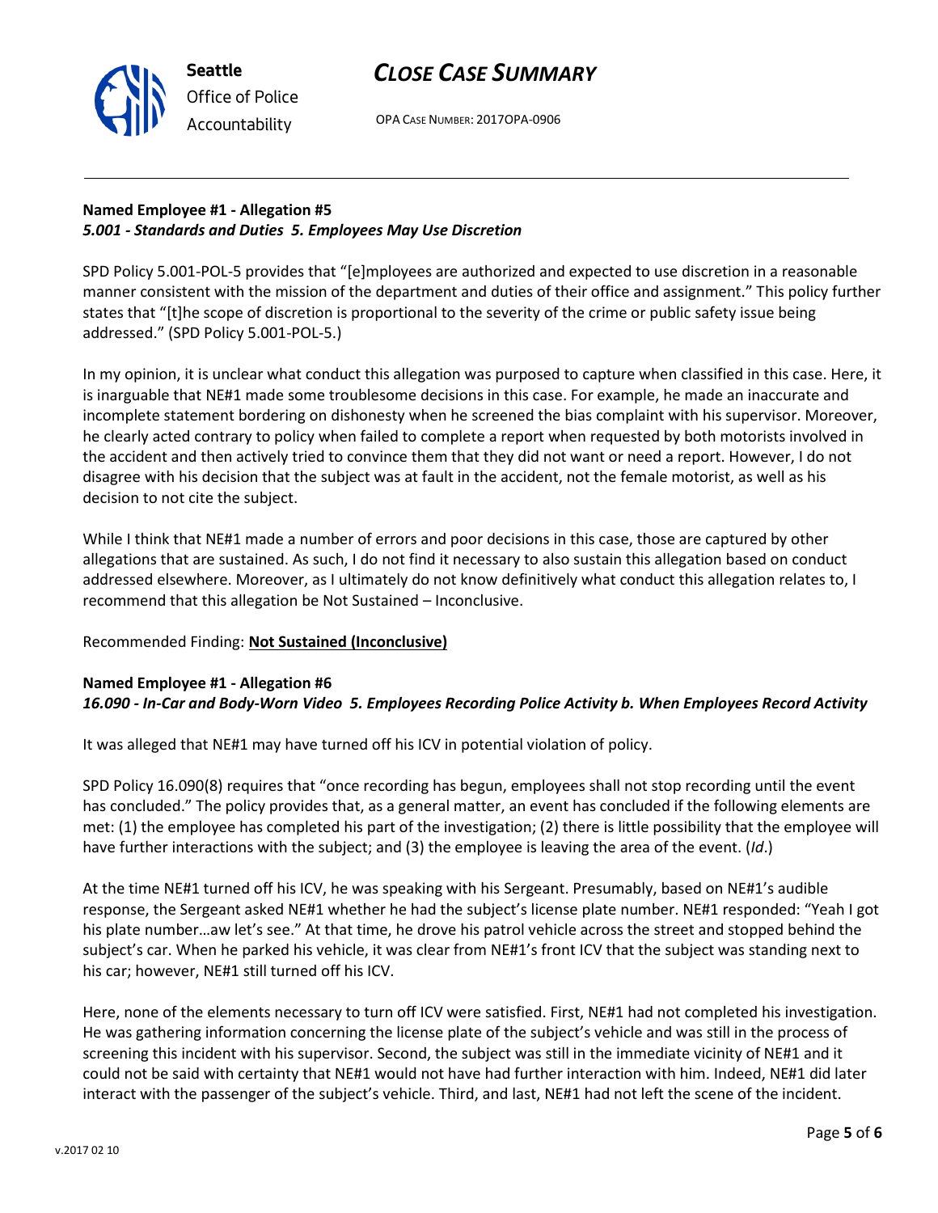**Named Employee #1 - Allegation #5**
***5.001 - Standards and Duties 5. Employees May Use Discretion***

SPD Policy 5.001-POL-5 provides that "[e]mployees are authorized and expected to use discretion in a reasonable manner consistent with the mission of the department and duties of their office and assignment." This policy further states that "[t]he scope of discretion is proportional to the severity of the crime or public safety issue being addressed." (SPD Policy 5.001-POL-5.)

In my opinion, it is unclear what conduct this allegation was purposed to capture when classified in this case. Here, it is inarguable that NE#1 made some troublesome decisions in this case. For example, he made an inaccurate and incomplete statement bordering on dishonesty when he screened the bias complaint with his supervisor. Moreover, he clearly acted contrary to policy when failed to complete a report when requested by both motorists involved in the accident and then actively tried to convince them that they did not want or need a report. However, I do not disagree with his decision that the subject was at fault in the accident, not the female motorist, as well as his decision to not cite the subject.

While I think that NE#1 made a number of errors and poor decisions in this case, those are captured by other allegations that are sustained. As such, I do not find it necessary to also sustain this allegation based on conduct addressed elsewhere. Moreover, as I ultimately do not know definitively what conduct this allegation relates to, I recommend that this allegation be Not Sustained – Inconclusive.

Recommended Finding: **Not Sustained (Inconclusive)**

**Named Employee #1 - Allegation #6**
***16.090 - In-Car and Body-Worn Video 5. Employees Recording Police Activity b. When Employees Record Activity***

It was alleged that NE#1 may have turned off his ICV in potential violation of policy.

SPD Policy 16.090(8) requires that "once recording has begun, employees shall not stop recording until the event has concluded." The policy provides that, as a general matter, an event has concluded if the following elements are met: (1) the employee has completed his part of the investigation; (2) there is little possibility that the employee will have further interactions with the subject; and (3) the employee is leaving the area of the event. (*Id*.)

At the time NE#1 turned off his ICV, he was speaking with his Sergeant. Presumably, based on NE#1's audible response, the Sergeant asked NE#1 whether he had the subject's license plate number. NE#1 responded: "Yeah I got his plate number…aw let's see." At that time, he drove his patrol vehicle across the street and stopped behind the subject's car. When he parked his vehicle, it was clear from NE#1's front ICV that the subject was standing next to his car; however, NE#1 still turned off his ICV.

Here, none of the elements necessary to turn off ICV were satisfied. First, NE#1 had not completed his investigation. He was gathering information concerning the license plate of the subject's vehicle and was still in the process of screening this incident with his supervisor. Second, the subject was still in the immediate vicinity of NE#1 and it could not be said with certainty that NE#1 would not have had further interaction with him. Indeed, NE#1 did later interact with the passenger of the subject's vehicle. Third, and last, NE#1 had not left the scene of the incident.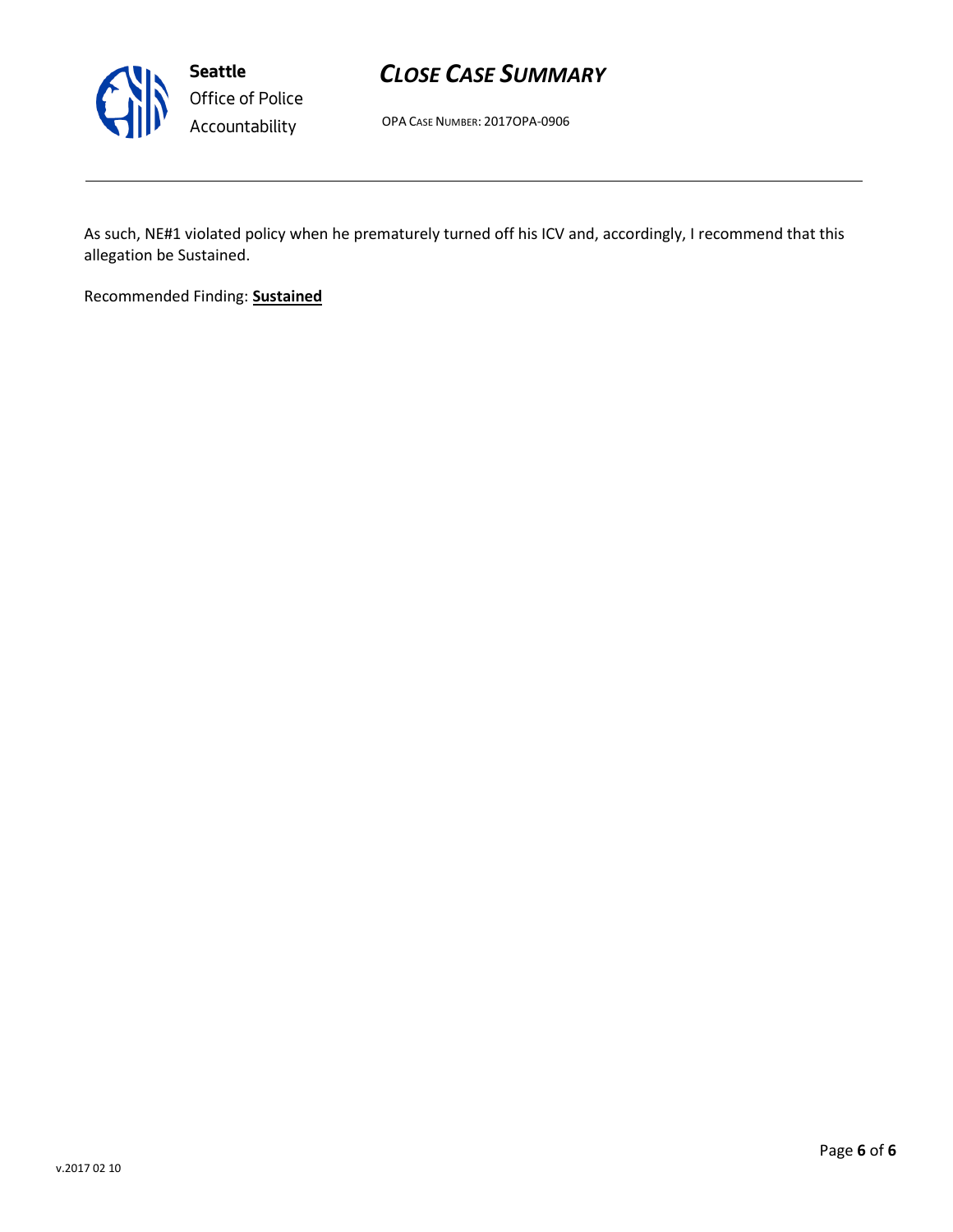As such, NE#1 violated policy when he prematurely turned off his ICV and, accordingly, I recommend that this allegation be Sustained.

Recommended Finding: **Sustained**